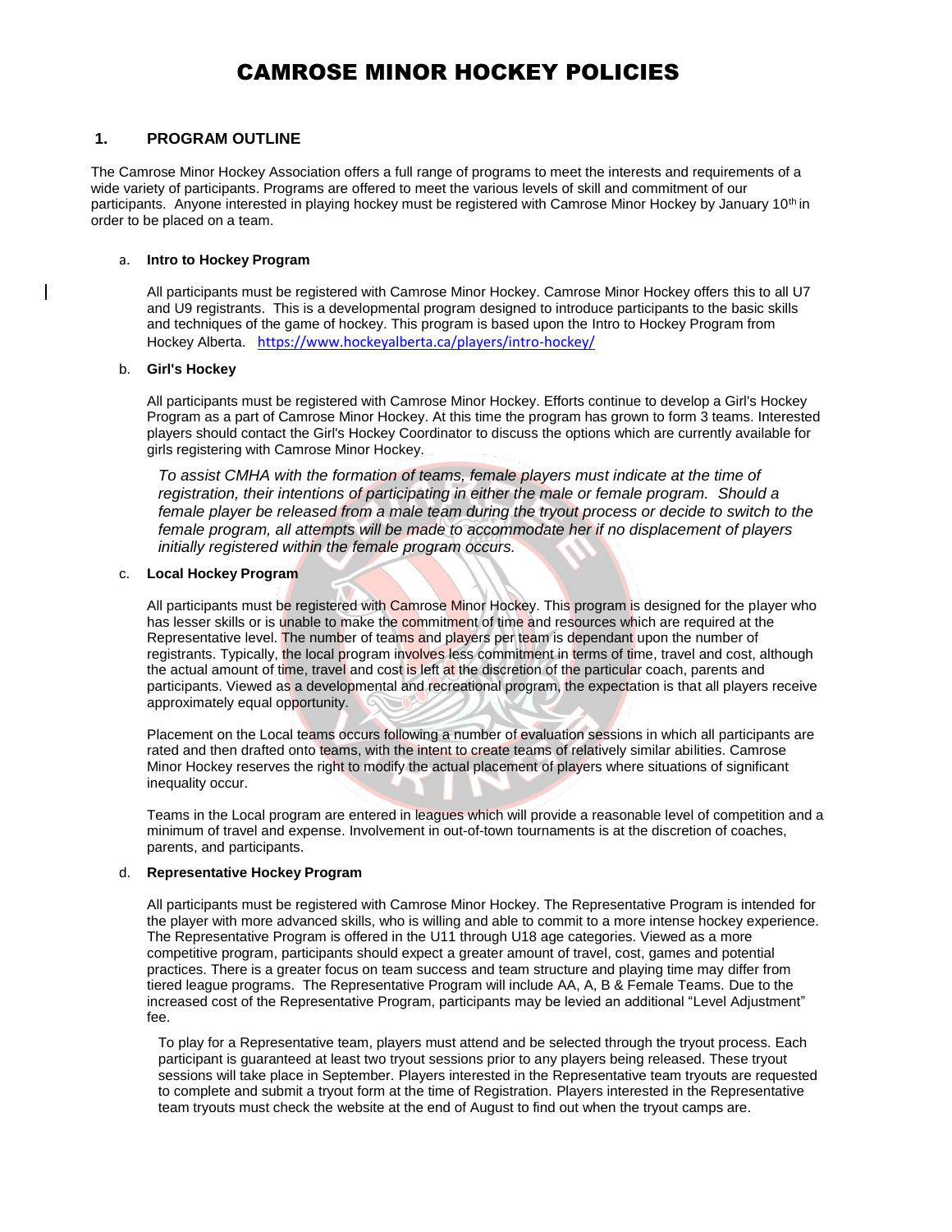# CAMROSE MINOR HOCKEY POLICIES

## 1. PROGRAM OUTLINE

The Camrose Minor Hockey Association offers a full range of programs to meet the interests and requirements of a wide variety of participants. Programs are offered to meet the various levels of skill and commitment of our participants. Anyone interested in playing hockey must be registered with Camrose Minor Hockey by January 10th in order to be placed on a team.

### a. Intro to Hockey Program

All participants must be registered with Camrose Minor Hockey. Camrose Minor Hockey offers this to all U7 and U9 registrants. This is a developmental program designed to introduce participants to the basic skills and techniques of the game of hockey. This program is based upon the Intro to Hockey Program from Hockey Alberta. https://www.hockeyalberta.ca/players/intro-hockey/

### b. Girl's Hockey

All participants must be registered with Camrose Minor Hockey. Efforts continue to develop a Girl's Hockey Program as a part of Camrose Minor Hockey. At this time the program has grown to form 3 teams. Interested players should contact the Girl's Hockey Coordinator to discuss the options which are currently available for girls registering with Camrose Minor Hockey.

*To assist CMHA with the formation of teams, female players must indicate at the time of registration, their intentions of participating in either the male or female program. Should a female player be released from a male team during the tryout process or decide to switch to the female program, all attempts will be made to accommodate her if no displacement of players initially registered within the female program occurs.*

### c. Local Hockey Program

All participants must be registered with Camrose Minor Hockey. This program is designed for the player who has lesser skills or is unable to make the commitment of time and resources which are required at the Representative level. The number of teams and players per team is dependant upon the number of registrants. Typically, the local program involves less commitment in terms of time, travel and cost, although the actual amount of time, travel and cost is left at the discretion of the particular coach, parents and participants. Viewed as a developmental and recreational program, the expectation is that all players receive approximately equal opportunity.

Placement on the Local teams occurs following a number of evaluation sessions in which all participants are rated and then drafted onto teams, with the intent to create teams of relatively similar abilities. Camrose Minor Hockey reserves the right to modify the actual placement of players where situations of significant inequality occur.

Teams in the Local program are entered in leagues which will provide a reasonable level of competition and a minimum of travel and expense. Involvement in out-of-town tournaments is at the discretion of coaches, parents, and participants.

### d. Representative Hockey Program

All participants must be registered with Camrose Minor Hockey. The Representative Program is intended for the player with more advanced skills, who is willing and able to commit to a more intense hockey experience. The Representative Program is offered in the U11 through U18 age categories. Viewed as a more competitive program, participants should expect a greater amount of travel, cost, games and potential practices. There is a greater focus on team success and team structure and playing time may differ from tiered league programs. The Representative Program will include AA, A, B & Female Teams. Due to the increased cost of the Representative Program, participants may be levied an additional "Level Adjustment" fee.

To play for a Representative team, players must attend and be selected through the tryout process. Each participant is guaranteed at least two tryout sessions prior to any players being released. These tryout sessions will take place in September. Players interested in the Representative team tryouts are requested to complete and submit a tryout form at the time of Registration. Players interested in the Representative team tryouts must check the website at the end of August to find out when the tryout camps are.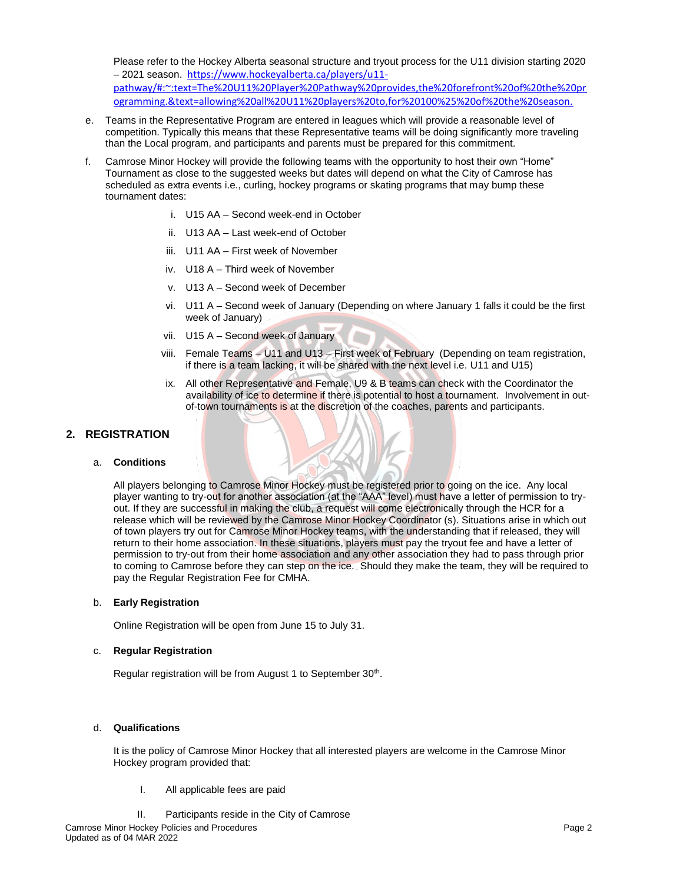Please refer to the Hockey Alberta seasonal structure and tryout process for the U11 division starting 2020 – 2021 season. https://www.hockeyalberta.ca/players/u11-pathway/#:~:text=The%20U11%20Player%20Pathway%20provides,the%20forefront%20of%20the%20programming.&text=allowing%20all%20U11%20players%20to,for%20100%25%20of%20the%20season.

e. Teams in the Representative Program are entered in leagues which will provide a reasonable level of competition. Typically this means that these Representative teams will be doing significantly more traveling than the Local program, and participants and parents must be prepared for this commitment.

f. Camrose Minor Hockey will provide the following teams with the opportunity to host their own "Home" Tournament as close to the suggested weeks but dates will depend on what the City of Camrose has scheduled as extra events i.e., curling, hockey programs or skating programs that may bump these tournament dates:

   i. U15 AA – Second week-end in October
   ii. U13 AA – Last week-end of October
   iii. U11 AA – First week of November
   iv. U18 A – Third week of November
   v. U13 A – Second week of December
   vi. U11 A – Second week of January (Depending on where January 1 falls it could be the first week of January)
   vii. U15 A – Second week of January
   viii. Female Teams – U11 and U13 – First week of February (Depending on team registration, if there is a team lacking, it will be shared with the next level i.e. U11 and U15)
   ix. All other Representative and Female, U9 & B teams can check with the Coordinator the availability of ice to determine if there is potential to host a tournament. Involvement in out-of-town tournaments is at the discretion of the coaches, parents and participants.

## 2. REGISTRATION

### a. Conditions

All players belonging to Camrose Minor Hockey must be registered prior to going on the ice. Any local player wanting to try-out for another association (at the "AAA" level) must have a letter of permission to try-out. If they are successful in making the club, a request will come electronically through the HCR for a release which will be reviewed by the Camrose Minor Hockey Coordinator (s). Situations arise in which out of town players try out for Camrose Minor Hockey teams, with the understanding that if released, they will return to their home association. In these situations, players must pay the tryout fee and have a letter of permission to try-out from their home association and any other association they had to pass through prior to coming to Camrose before they can step on the ice. Should they make the team, they will be required to pay the Regular Registration Fee for CMHA.

### b. Early Registration

Online Registration will be open from June 15 to July 31.

### c. Regular Registration

Regular registration will be from August 1 to September 30th.

### d. Qualifications

It is the policy of Camrose Minor Hockey that all interested players are welcome in the Camrose Minor Hockey program provided that:

   I. All applicable fees are paid
   II. Participants reside in the City of Camrose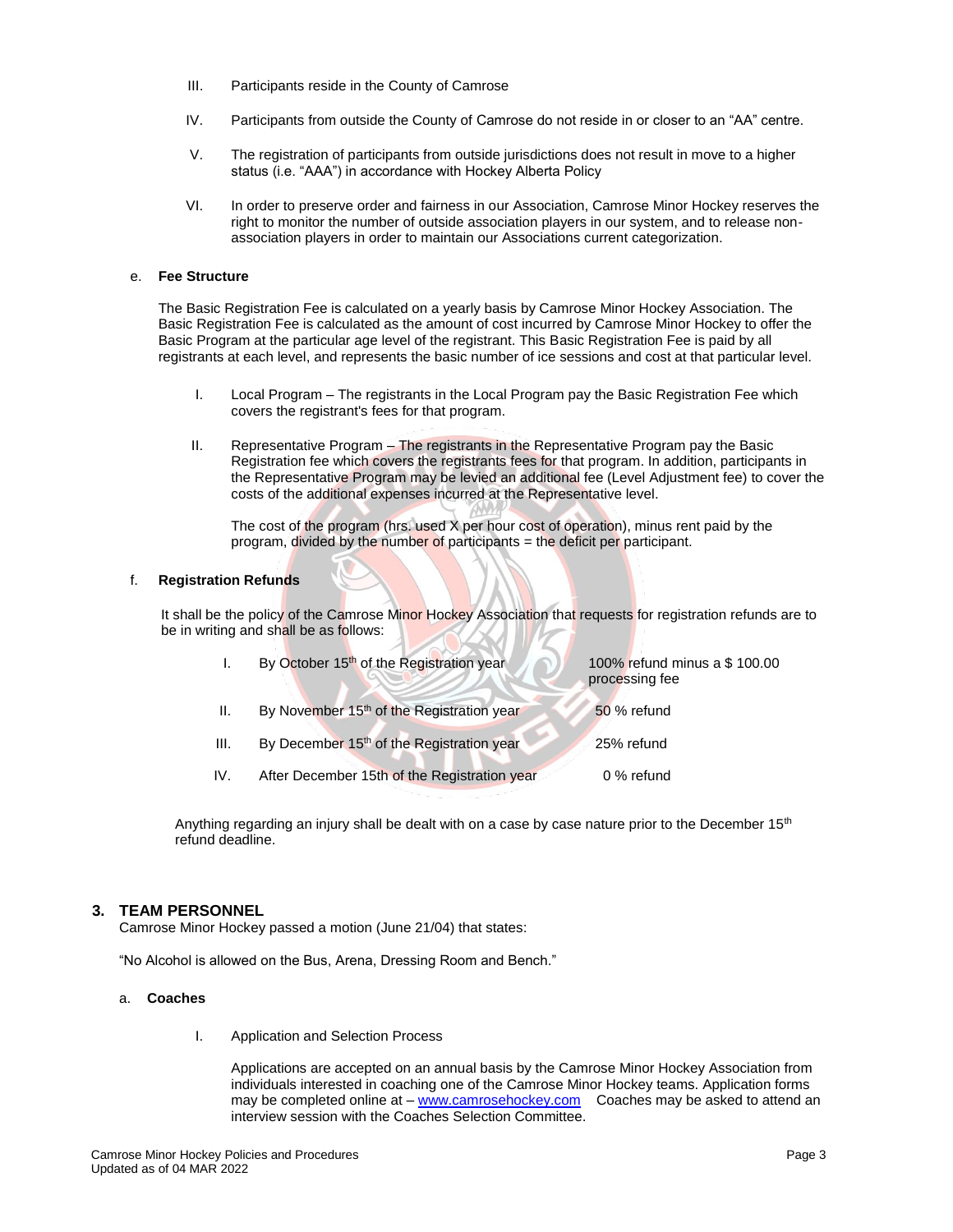III. Participants reside in the County of Camrose

IV. Participants from outside the County of Camrose do not reside in or closer to an "AA" centre.

V. The registration of participants from outside jurisdictions does not result in move to a higher status (i.e. "AAA") in accordance with Hockey Alberta Policy

VI. In order to preserve order and fairness in our Association, Camrose Minor Hockey reserves the right to monitor the number of outside association players in our system, and to release non-association players in order to maintain our Associations current categorization.

e. **Fee Structure**

The Basic Registration Fee is calculated on a yearly basis by Camrose Minor Hockey Association. The Basic Registration Fee is calculated as the amount of cost incurred by Camrose Minor Hockey to offer the Basic Program at the particular age level of the registrant. This Basic Registration Fee is paid by all registrants at each level, and represents the basic number of ice sessions and cost at that particular level.

I. Local Program – The registrants in the Local Program pay the Basic Registration Fee which covers the registrant's fees for that program.

II. Representative Program – The registrants in the Representative Program pay the Basic Registration fee which covers the registrants fees for that program. In addition, participants in the Representative Program may be levied an additional fee (Level Adjustment fee) to cover the costs of the additional expenses incurred at the Representative level.

The cost of the program (hrs. used X per hour cost of operation), minus rent paid by the program, divided by the number of participants = the deficit per participant.

f. **Registration Refunds**

It shall be the policy of the Camrose Minor Hockey Association that requests for registration refunds are to be in writing and shall be as follows:

| | | |
|---|---|---|
| I. | By October 15th of the Registration year | 100% refund minus a $ 100.00 processing fee |
| II. | By November 15th of the Registration year | 50 % refund |
| III. | By December 15th of the Registration year | 25% refund |
| IV. | After December 15th of the Registration year | 0 % refund |

Anything regarding an injury shall be dealt with on a case by case nature prior to the December 15th refund deadline.

## 3. TEAM PERSONNEL

Camrose Minor Hockey passed a motion (June 21/04) that states:

"No Alcohol is allowed on the Bus, Arena, Dressing Room and Bench."

a. **Coaches**

I. Application and Selection Process

Applications are accepted on an annual basis by the Camrose Minor Hockey Association from individuals interested in coaching one of the Camrose Minor Hockey teams. Application forms may be completed online at – www.camrosehockey.com Coaches may be asked to attend an interview session with the Coaches Selection Committee.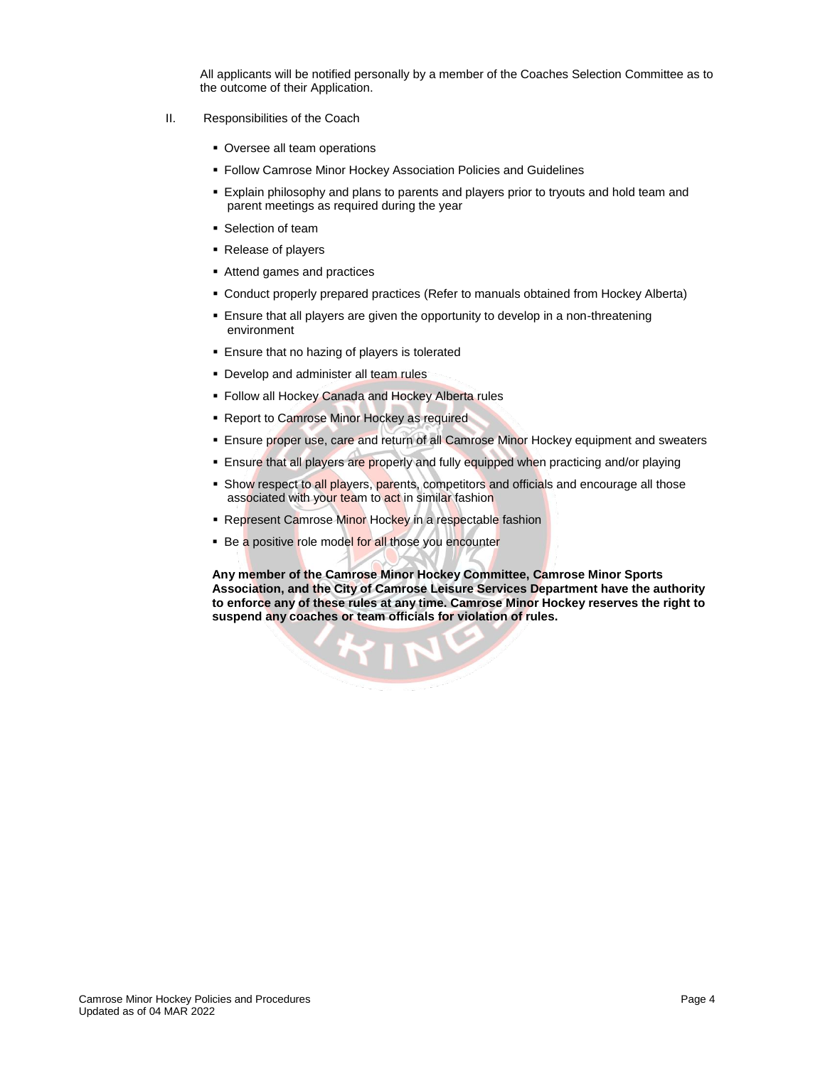All applicants will be notified personally by a member of the Coaches Selection Committee as to the outcome of their Application.

II. Responsibilities of the Coach

- Oversee all team operations
- Follow Camrose Minor Hockey Association Policies and Guidelines
- Explain philosophy and plans to parents and players prior to tryouts and hold team and parent meetings as required during the year
- Selection of team
- Release of players
- Attend games and practices
- Conduct properly prepared practices (Refer to manuals obtained from Hockey Alberta)
- Ensure that all players are given the opportunity to develop in a non-threatening environment
- Ensure that no hazing of players is tolerated
- Develop and administer all team rules
- Follow all Hockey Canada and Hockey Alberta rules
- Report to Camrose Minor Hockey as required
- Ensure proper use, care and return of all Camrose Minor Hockey equipment and sweaters
- Ensure that all players are properly and fully equipped when practicing and/or playing
- Show respect to all players, parents, competitors and officials and encourage all those associated with your team to act in similar fashion
- Represent Camrose Minor Hockey in a respectable fashion
- Be a positive role model for all those you encounter

**Any member of the Camrose Minor Hockey Committee, Camrose Minor Sports Association, and the City of Camrose Leisure Services Department have the authority to enforce any of these rules at any time. Camrose Minor Hockey reserves the right to suspend any coaches or team officials for violation of rules.**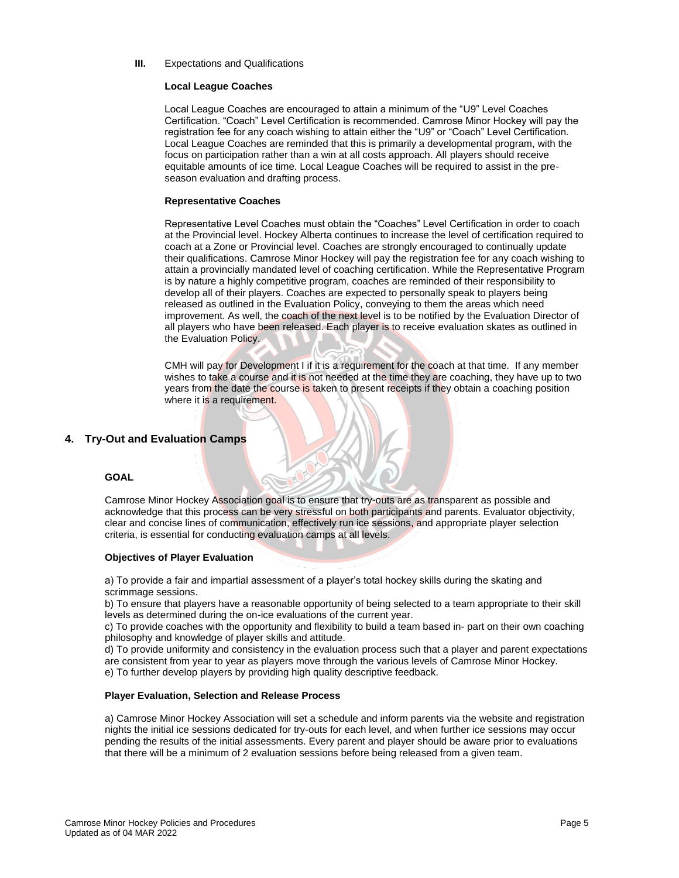**III.** Expectations and Qualifications

**Local League Coaches**

Local League Coaches are encouraged to attain a minimum of the "U9" Level Coaches Certification. "Coach" Level Certification is recommended. Camrose Minor Hockey will pay the registration fee for any coach wishing to attain either the "U9" or "Coach" Level Certification. Local League Coaches are reminded that this is primarily a developmental program, with the focus on participation rather than a win at all costs approach. All players should receive equitable amounts of ice time. Local League Coaches will be required to assist in the pre-season evaluation and drafting process.

**Representative Coaches**

Representative Level Coaches must obtain the "Coaches" Level Certification in order to coach at the Provincial level. Hockey Alberta continues to increase the level of certification required to coach at a Zone or Provincial level. Coaches are strongly encouraged to continually update their qualifications. Camrose Minor Hockey will pay the registration fee for any coach wishing to attain a provincially mandated level of coaching certification. While the Representative Program is by nature a highly competitive program, coaches are reminded of their responsibility to develop all of their players. Coaches are expected to personally speak to players being released as outlined in the Evaluation Policy, conveying to them the areas which need improvement. As well, the coach of the next level is to be notified by the Evaluation Director of all players who have been released. Each player is to receive evaluation skates as outlined in the Evaluation Policy.

CMH will pay for Development I if it is a requirement for the coach at that time. If any member wishes to take a course and it is not needed at the time they are coaching, they have up to two years from the date the course is taken to present receipts if they obtain a coaching position where it is a requirement.

## 4. Try-Out and Evaluation Camps

**GOAL**

Camrose Minor Hockey Association goal is to ensure that try-outs are as transparent as possible and acknowledge that this process can be very stressful on both participants and parents. Evaluator objectivity, clear and concise lines of communication, effectively run ice sessions, and appropriate player selection criteria, is essential for conducting evaluation camps at all levels.

**Objectives of Player Evaluation**

a) To provide a fair and impartial assessment of a player's total hockey skills during the skating and scrimmage sessions.
b) To ensure that players have a reasonable opportunity of being selected to a team appropriate to their skill levels as determined during the on-ice evaluations of the current year.
c) To provide coaches with the opportunity and flexibility to build a team based in- part on their own coaching philosophy and knowledge of player skills and attitude.
d) To provide uniformity and consistency in the evaluation process such that a player and parent expectations are consistent from year to year as players move through the various levels of Camrose Minor Hockey.
e) To further develop players by providing high quality descriptive feedback.

**Player Evaluation, Selection and Release Process**

a) Camrose Minor Hockey Association will set a schedule and inform parents via the website and registration nights the initial ice sessions dedicated for try-outs for each level, and when further ice sessions may occur pending the results of the initial assessments. Every parent and player should be aware prior to evaluations that there will be a minimum of 2 evaluation sessions before being released from a given team.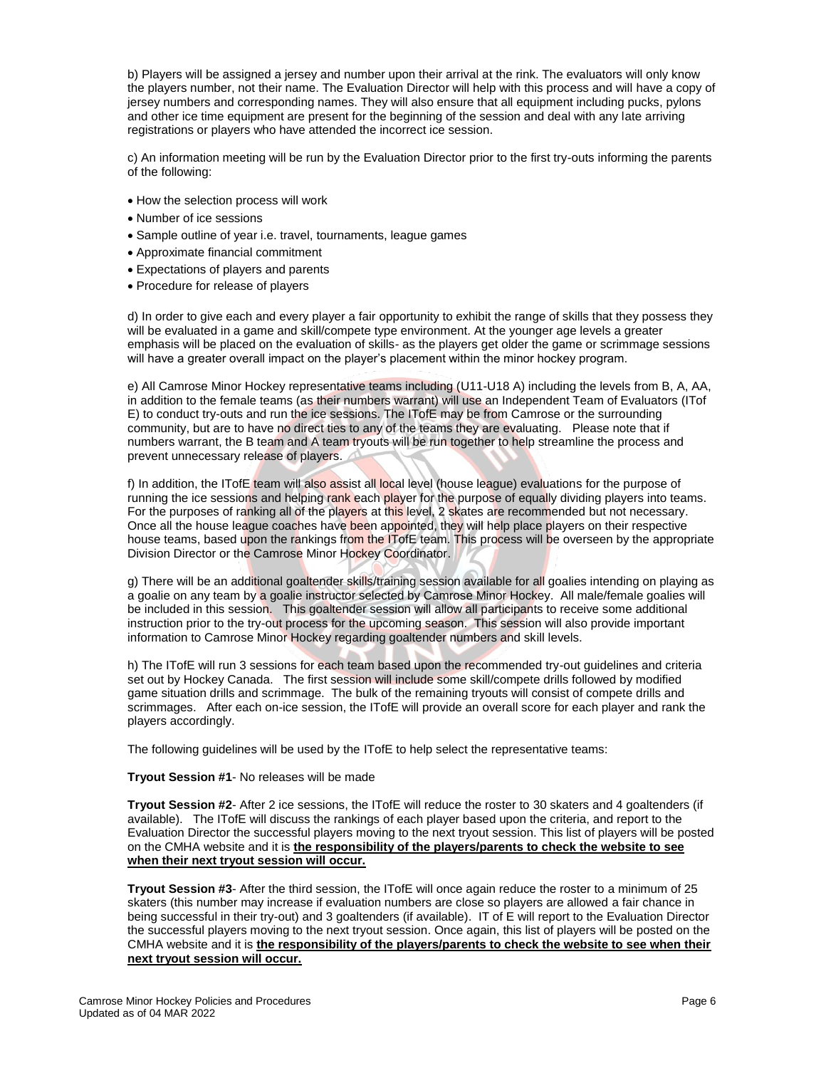b) Players will be assigned a jersey and number upon their arrival at the rink. The evaluators will only know the players number, not their name. The Evaluation Director will help with this process and will have a copy of jersey numbers and corresponding names. They will also ensure that all equipment including pucks, pylons and other ice time equipment are present for the beginning of the session and deal with any late arriving registrations or players who have attended the incorrect ice session.

c) An information meeting will be run by the Evaluation Director prior to the first try-outs informing the parents of the following:

- How the selection process will work
- Number of ice sessions
- Sample outline of year i.e. travel, tournaments, league games
- Approximate financial commitment
- Expectations of players and parents
- Procedure for release of players

d) In order to give each and every player a fair opportunity to exhibit the range of skills that they possess they will be evaluated in a game and skill/compete type environment. At the younger age levels a greater emphasis will be placed on the evaluation of skills- as the players get older the game or scrimmage sessions will have a greater overall impact on the player's placement within the minor hockey program.

e) All Camrose Minor Hockey representative teams including (U11-U18 A) including the levels from B, A, AA, in addition to the female teams (as their numbers warrant) will use an Independent Team of Evaluators (ITof E) to conduct try-outs and run the ice sessions. The ITofE may be from Camrose or the surrounding community, but are to have no direct ties to any of the teams they are evaluating. Please note that if numbers warrant, the B team and A team tryouts will be run together to help streamline the process and prevent unnecessary release of players.

f) In addition, the ITofE team will also assist all local level (house league) evaluations for the purpose of running the ice sessions and helping rank each player for the purpose of equally dividing players into teams. For the purposes of ranking all of the players at this level, 2 skates are recommended but not necessary. Once all the house league coaches have been appointed, they will help place players on their respective house teams, based upon the rankings from the ITofE team. This process will be overseen by the appropriate Division Director or the Camrose Minor Hockey Coordinator.

g) There will be an additional goaltender skills/training session available for all goalies intending on playing as a goalie on any team by a goalie instructor selected by Camrose Minor Hockey. All male/female goalies will be included in this session. This goaltender session will allow all participants to receive some additional instruction prior to the try-out process for the upcoming season. This session will also provide important information to Camrose Minor Hockey regarding goaltender numbers and skill levels.

h) The ITofE will run 3 sessions for each team based upon the recommended try-out guidelines and criteria set out by Hockey Canada. The first session will include some skill/compete drills followed by modified game situation drills and scrimmage. The bulk of the remaining tryouts will consist of compete drills and scrimmages. After each on-ice session, the ITofE will provide an overall score for each player and rank the players accordingly.

The following guidelines will be used by the ITofE to help select the representative teams:

**Tryout Session #1**- No releases will be made

**Tryout Session #2**- After 2 ice sessions, the ITofE will reduce the roster to 30 skaters and 4 goaltenders (if available). The ITofE will discuss the rankings of each player based upon the criteria, and report to the Evaluation Director the successful players moving to the next tryout session. This list of players will be posted on the CMHA website and it is **the responsibility of the players/parents to check the website to see when their next tryout session will occur.**

**Tryout Session #3**- After the third session, the ITofE will once again reduce the roster to a minimum of 25 skaters (this number may increase if evaluation numbers are close so players are allowed a fair chance in being successful in their try-out) and 3 goaltenders (if available). IT of E will report to the Evaluation Director the successful players moving to the next tryout session. Once again, this list of players will be posted on the CMHA website and it is **the responsibility of the players/parents to check the website to see when their next tryout session will occur.**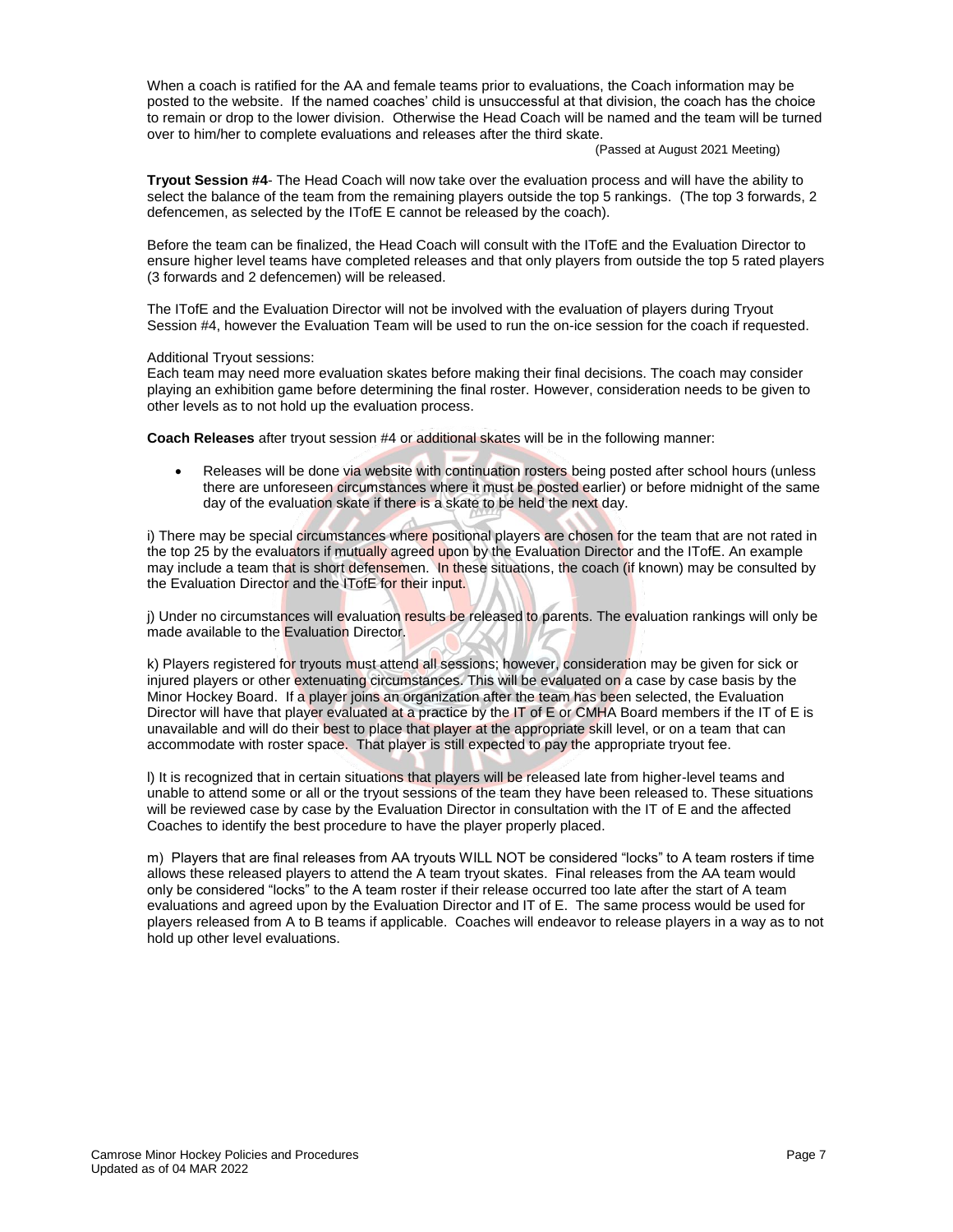When a coach is ratified for the AA and female teams prior to evaluations, the Coach information may be posted to the website. If the named coaches' child is unsuccessful at that division, the coach has the choice to remain or drop to the lower division. Otherwise the Head Coach will be named and the team will be turned over to him/her to complete evaluations and releases after the third skate.

(Passed at August 2021 Meeting)

**Tryout Session #4**- The Head Coach will now take over the evaluation process and will have the ability to select the balance of the team from the remaining players outside the top 5 rankings. (The top 3 forwards, 2 defencemen, as selected by the ITofE E cannot be released by the coach).

Before the team can be finalized, the Head Coach will consult with the ITofE and the Evaluation Director to ensure higher level teams have completed releases and that only players from outside the top 5 rated players (3 forwards and 2 defencemen) will be released.

The ITofE and the Evaluation Director will not be involved with the evaluation of players during Tryout Session #4, however the Evaluation Team will be used to run the on-ice session for the coach if requested.

Additional Tryout sessions:
Each team may need more evaluation skates before making their final decisions. The coach may consider playing an exhibition game before determining the final roster. However, consideration needs to be given to other levels as to not hold up the evaluation process.

**Coach Releases** after tryout session #4 or additional skates will be in the following manner:

- Releases will be done via website with continuation rosters being posted after school hours (unless there are unforeseen circumstances where it must be posted earlier) or before midnight of the same day of the evaluation skate if there is a skate to be held the next day.

i) There may be special circumstances where positional players are chosen for the team that are not rated in the top 25 by the evaluators if mutually agreed upon by the Evaluation Director and the ITofE. An example may include a team that is short defensemen. In these situations, the coach (if known) may be consulted by the Evaluation Director and the ITofE for their input.

j) Under no circumstances will evaluation results be released to parents. The evaluation rankings will only be made available to the Evaluation Director.

k) Players registered for tryouts must attend all sessions; however, consideration may be given for sick or injured players or other extenuating circumstances. This will be evaluated on a case by case basis by the Minor Hockey Board. If a player joins an organization after the team has been selected, the Evaluation Director will have that player evaluated at a practice by the IT of E or CMHA Board members if the IT of E is unavailable and will do their best to place that player at the appropriate skill level, or on a team that can accommodate with roster space. That player is still expected to pay the appropriate tryout fee.

l) It is recognized that in certain situations that players will be released late from higher-level teams and unable to attend some or all or the tryout sessions of the team they have been released to. These situations will be reviewed case by case by the Evaluation Director in consultation with the IT of E and the affected Coaches to identify the best procedure to have the player properly placed.

m) Players that are final releases from AA tryouts WILL NOT be considered "locks" to A team rosters if time allows these released players to attend the A team tryout skates. Final releases from the AA team would only be considered "locks" to the A team roster if their release occurred too late after the start of A team evaluations and agreed upon by the Evaluation Director and IT of E. The same process would be used for players released from A to B teams if applicable. Coaches will endeavor to release players in a way as to not hold up other level evaluations.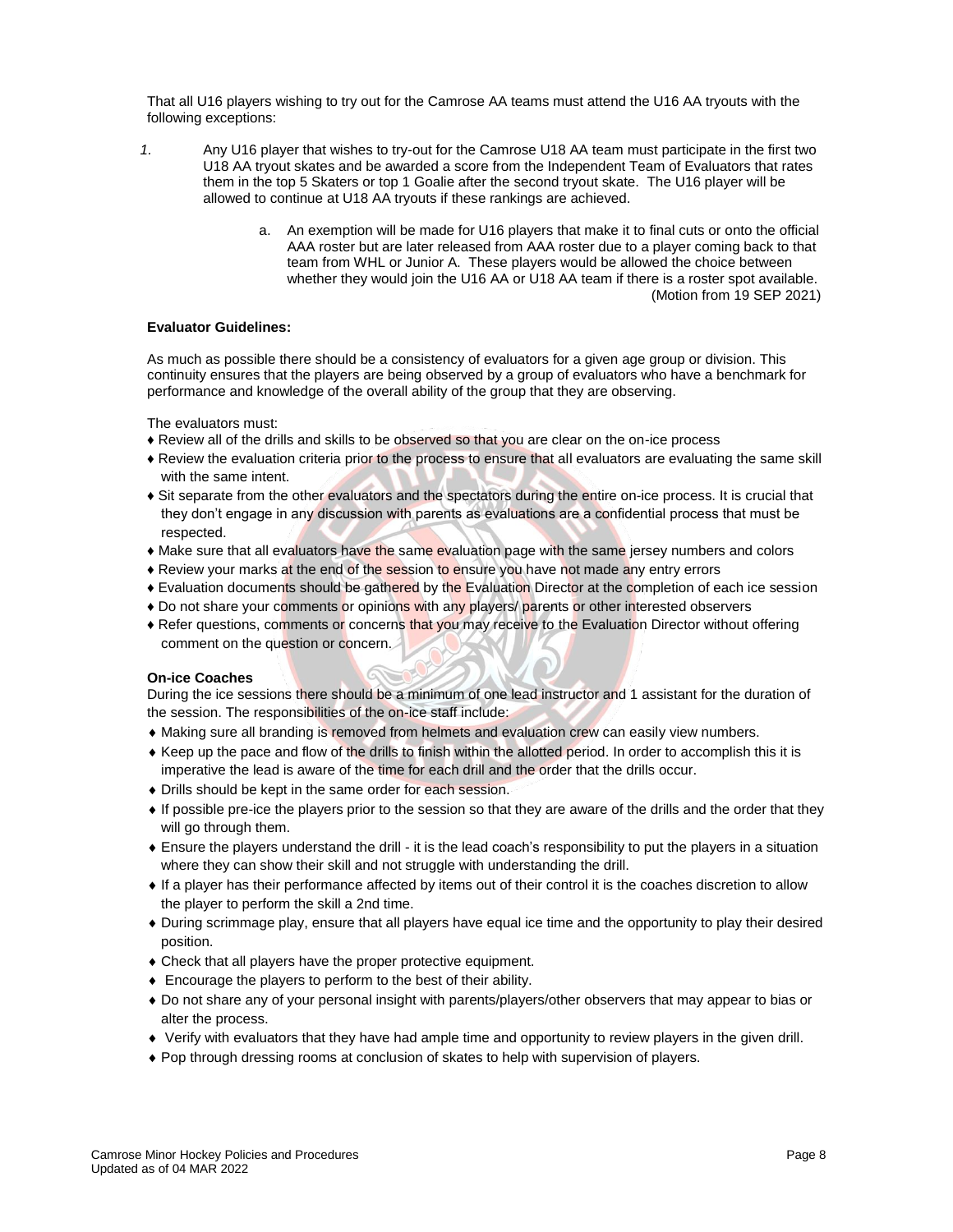That all U16 players wishing to try out for the Camrose AA teams must attend the U16 AA tryouts with the following exceptions:

1. Any U16 player that wishes to try-out for the Camrose U18 AA team must participate in the first two U18 AA tryout skates and be awarded a score from the Independent Team of Evaluators that rates them in the top 5 Skaters or top 1 Goalie after the second tryout skate. The U16 player will be allowed to continue at U18 AA tryouts if these rankings are achieved.

    a. An exemption will be made for U16 players that make it to final cuts or onto the official AAA roster but are later released from AAA roster due to a player coming back to that team from WHL or Junior A. These players would be allowed the choice between whether they would join the U16 AA or U18 AA team if there is a roster spot available. (Motion from 19 SEP 2021)

**Evaluator Guidelines:**

As much as possible there should be a consistency of evaluators for a given age group or division. This continuity ensures that the players are being observed by a group of evaluators who have a benchmark for performance and knowledge of the overall ability of the group that they are observing.

The evaluators must:

- Review all of the drills and skills to be observed so that you are clear on the on-ice process
- Review the evaluation criteria prior to the process to ensure that all evaluators are evaluating the same skill with the same intent.
- Sit separate from the other evaluators and the spectators during the entire on-ice process. It is crucial that they don't engage in any discussion with parents as evaluations are a confidential process that must be respected.
- Make sure that all evaluators have the same evaluation page with the same jersey numbers and colors
- Review your marks at the end of the session to ensure you have not made any entry errors
- Evaluation documents should be gathered by the Evaluation Director at the completion of each ice session
- Do not share your comments or opinions with any players/ parents or other interested observers
- Refer questions, comments or concerns that you may receive to the Evaluation Director without offering comment on the question or concern.

**On-ice Coaches**

During the ice sessions there should be a minimum of one lead instructor and 1 assistant for the duration of the session. The responsibilities of the on-ice staff include:

- Making sure all branding is removed from helmets and evaluation crew can easily view numbers.
- Keep up the pace and flow of the drills to finish within the allotted period. In order to accomplish this it is imperative the lead is aware of the time for each drill and the order that the drills occur.
- Drills should be kept in the same order for each session.
- If possible pre-ice the players prior to the session so that they are aware of the drills and the order that they will go through them.
- Ensure the players understand the drill - it is the lead coach's responsibility to put the players in a situation where they can show their skill and not struggle with understanding the drill.
- If a player has their performance affected by items out of their control it is the coaches discretion to allow the player to perform the skill a 2nd time.
- During scrimmage play, ensure that all players have equal ice time and the opportunity to play their desired position.
- Check that all players have the proper protective equipment.
- Encourage the players to perform to the best of their ability.
- Do not share any of your personal insight with parents/players/other observers that may appear to bias or alter the process.
- Verify with evaluators that they have had ample time and opportunity to review players in the given drill.
- Pop through dressing rooms at conclusion of skates to help with supervision of players.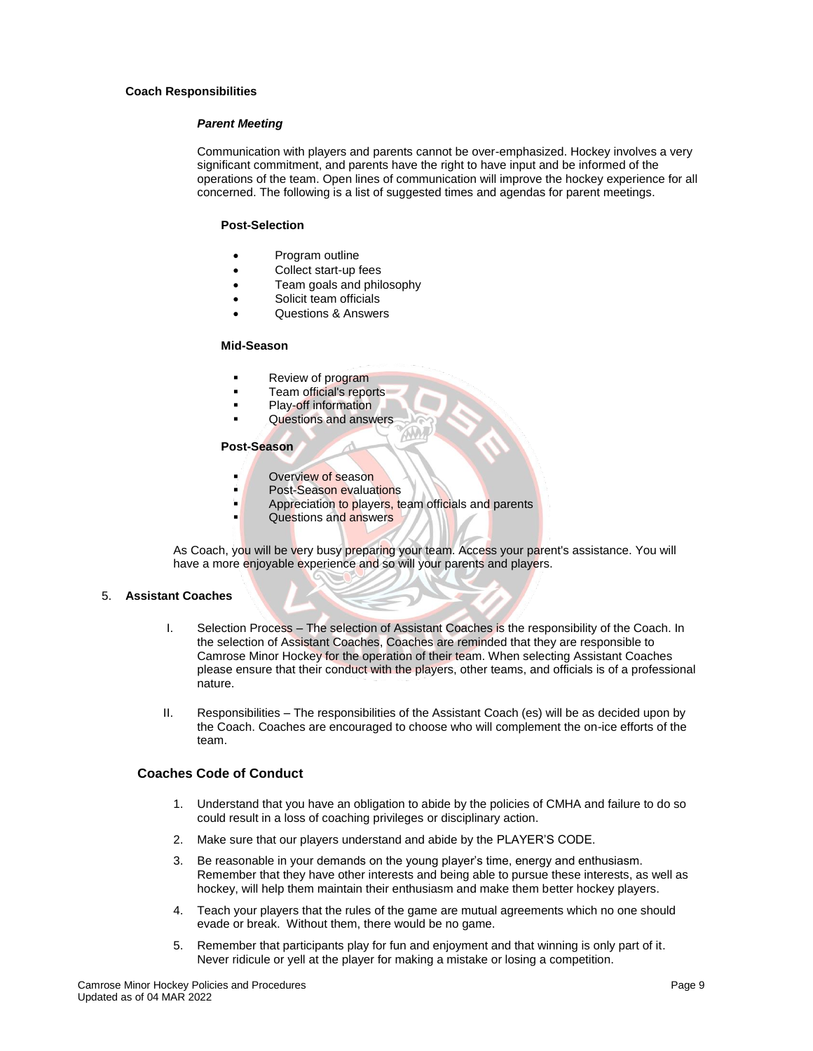**Coach Responsibilities**

***Parent Meeting***

Communication with players and parents cannot be over-emphasized. Hockey involves a very significant commitment, and parents have the right to have input and be informed of the operations of the team. Open lines of communication will improve the hockey experience for all concerned. The following is a list of suggested times and agendas for parent meetings.

**Post-Selection**

- Program outline
- Collect start-up fees
- Team goals and philosophy
- Solicit team officials
- Questions & Answers

**Mid-Season**

- Review of program
- Team official's reports
- Play-off information
- Questions and answers

**Post-Season**

- Overview of season
- Post-Season evaluations
- Appreciation to players, team officials and parents
- Questions and answers

As Coach, you will be very busy preparing your team. Access your parent's assistance. You will have a more enjoyable experience and so will your parents and players.

5. **Assistant Coaches**

   I. Selection Process – The selection of Assistant Coaches is the responsibility of the Coach. In the selection of Assistant Coaches, Coaches are reminded that they are responsible to Camrose Minor Hockey for the operation of their team. When selecting Assistant Coaches please ensure that their conduct with the players, other teams, and officials is of a professional nature.

   II. Responsibilities – The responsibilities of the Assistant Coach (es) will be as decided upon by the Coach. Coaches are encouraged to choose who will complement the on-ice efforts of the team.

## Coaches Code of Conduct

1. Understand that you have an obligation to abide by the policies of CMHA and failure to do so could result in a loss of coaching privileges or disciplinary action.
2. Make sure that our players understand and abide by the PLAYER'S CODE.
3. Be reasonable in your demands on the young player's time, energy and enthusiasm. Remember that they have other interests and being able to pursue these interests, as well as hockey, will help them maintain their enthusiasm and make them better hockey players.
4. Teach your players that the rules of the game are mutual agreements which no one should evade or break. Without them, there would be no game.
5. Remember that participants play for fun and enjoyment and that winning is only part of it. Never ridicule or yell at the player for making a mistake or losing a competition.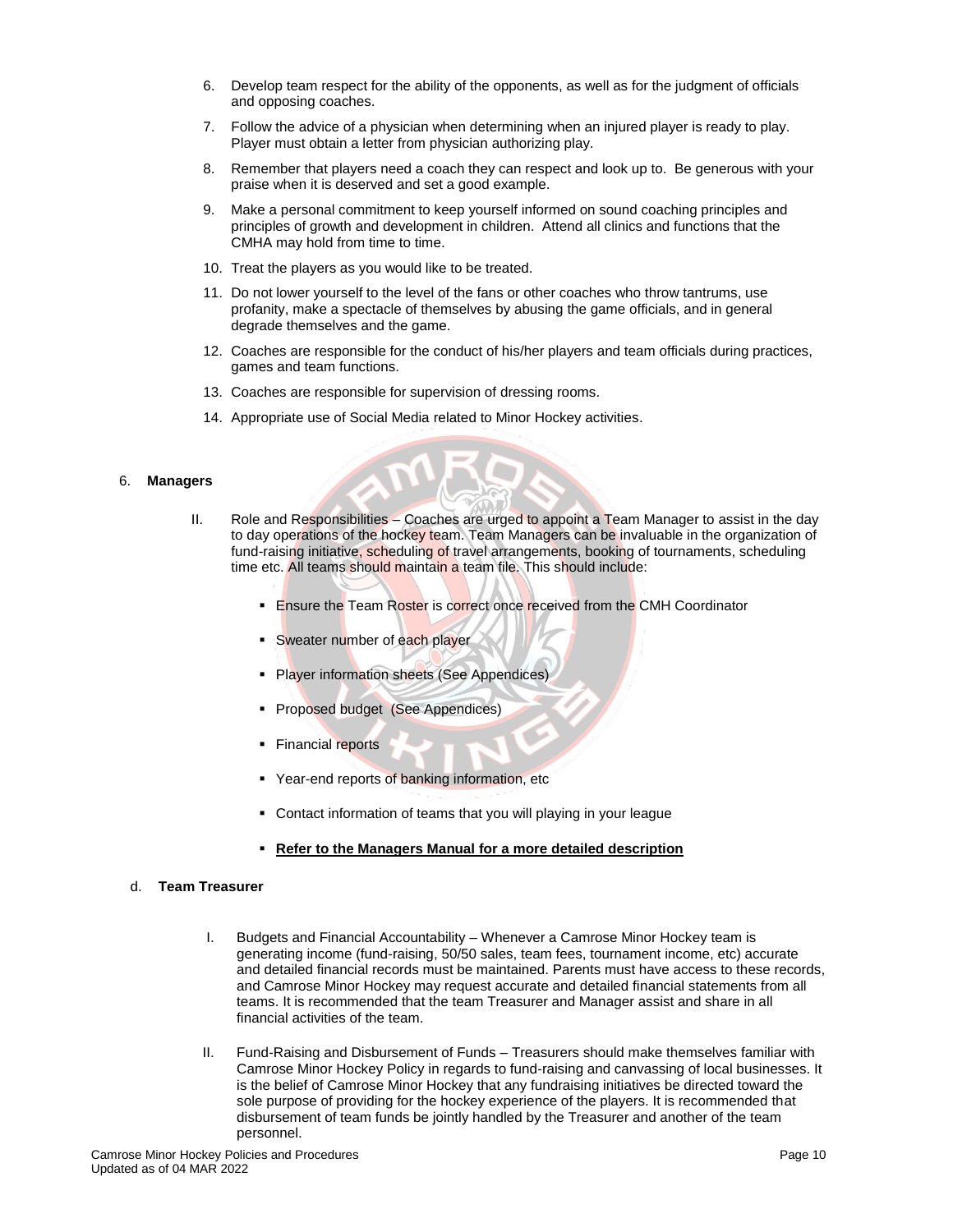6. Develop team respect for the ability of the opponents, as well as for the judgment of officials and opposing coaches.

7. Follow the advice of a physician when determining when an injured player is ready to play. Player must obtain a letter from physician authorizing play.

8. Remember that players need a coach they can respect and look up to. Be generous with your praise when it is deserved and set a good example.

9. Make a personal commitment to keep yourself informed on sound coaching principles and principles of growth and development in children. Attend all clinics and functions that the CMHA may hold from time to time.

10. Treat the players as you would like to be treated.

11. Do not lower yourself to the level of the fans or other coaches who throw tantrums, use profanity, make a spectacle of themselves by abusing the game officials, and in general degrade themselves and the game.

12. Coaches are responsible for the conduct of his/her players and team officials during practices, games and team functions.

13. Coaches are responsible for supervision of dressing rooms.

14. Appropriate use of Social Media related to Minor Hockey activities.

6. **Managers**

II. Role and Responsibilities – Coaches are urged to appoint a Team Manager to assist in the day to day operations of the hockey team. Team Managers can be invaluable in the organization of fund-raising initiative, scheduling of travel arrangements, booking of tournaments, scheduling time etc. All teams should maintain a team file. This should include:

- Ensure the Team Roster is correct once received from the CMH Coordinator
- Sweater number of each player
- Player information sheets (See Appendices)
- Proposed budget (See Appendices)
- Financial reports
- Year-end reports of banking information, etc
- Contact information of teams that you will playing in your league
- **Refer to the Managers Manual for a more detailed description**

d. **Team Treasurer**

I. Budgets and Financial Accountability – Whenever a Camrose Minor Hockey team is generating income (fund-raising, 50/50 sales, team fees, tournament income, etc) accurate and detailed financial records must be maintained. Parents must have access to these records, and Camrose Minor Hockey may request accurate and detailed financial statements from all teams. It is recommended that the team Treasurer and Manager assist and share in all financial activities of the team.

II. Fund-Raising and Disbursement of Funds – Treasurers should make themselves familiar with Camrose Minor Hockey Policy in regards to fund-raising and canvassing of local businesses. It is the belief of Camrose Minor Hockey that any fundraising initiatives be directed toward the sole purpose of providing for the hockey experience of the players. It is recommended that disbursement of team funds be jointly handled by the Treasurer and another of the team personnel.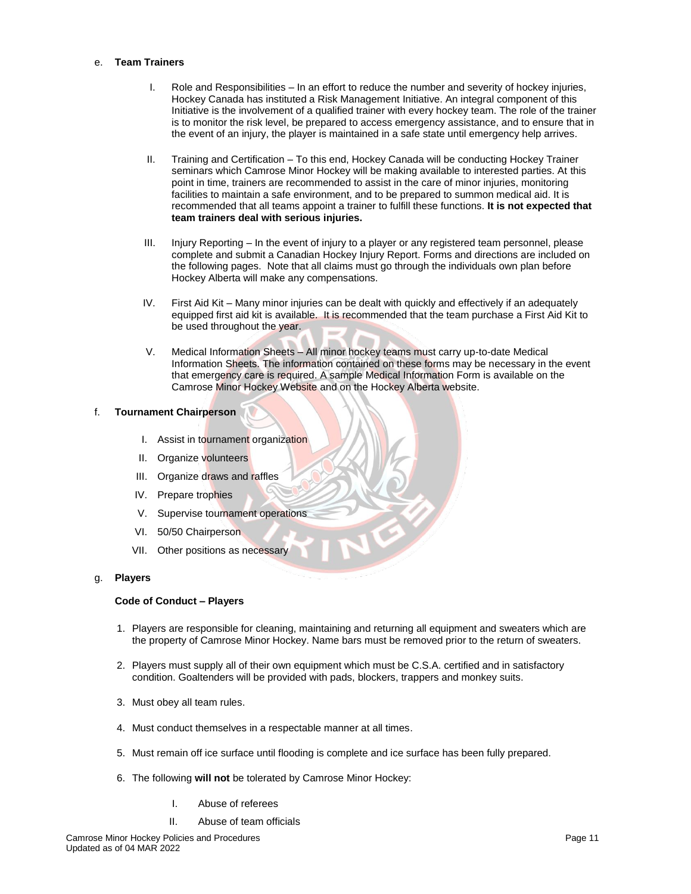e. **Team Trainers**

I. Role and Responsibilities – In an effort to reduce the number and severity of hockey injuries, Hockey Canada has instituted a Risk Management Initiative. An integral component of this Initiative is the involvement of a qualified trainer with every hockey team. The role of the trainer is to monitor the risk level, be prepared to access emergency assistance, and to ensure that in the event of an injury, the player is maintained in a safe state until emergency help arrives.

II. Training and Certification – To this end, Hockey Canada will be conducting Hockey Trainer seminars which Camrose Minor Hockey will be making available to interested parties. At this point in time, trainers are recommended to assist in the care of minor injuries, monitoring facilities to maintain a safe environment, and to be prepared to summon medical aid. It is recommended that all teams appoint a trainer to fulfill these functions. **It is not expected that team trainers deal with serious injuries.**

III. Injury Reporting – In the event of injury to a player or any registered team personnel, please complete and submit a Canadian Hockey Injury Report. Forms and directions are included on the following pages. Note that all claims must go through the individuals own plan before Hockey Alberta will make any compensations.

IV. First Aid Kit – Many minor injuries can be dealt with quickly and effectively if an adequately equipped first aid kit is available. It is recommended that the team purchase a First Aid Kit to be used throughout the year.

V. Medical Information Sheets – All minor hockey teams must carry up-to-date Medical Information Sheets. The information contained on these forms may be necessary in the event that emergency care is required. A sample Medical Information Form is available on the Camrose Minor Hockey Website and on the Hockey Alberta website.

f. **Tournament Chairperson**

I. Assist in tournament organization
II. Organize volunteers
III. Organize draws and raffles
IV. Prepare trophies
V. Supervise tournament operations
VI. 50/50 Chairperson
VII. Other positions as necessary

g. **Players**

**Code of Conduct – Players**

1. Players are responsible for cleaning, maintaining and returning all equipment and sweaters which are the property of Camrose Minor Hockey. Name bars must be removed prior to the return of sweaters.

2. Players must supply all of their own equipment which must be C.S.A. certified and in satisfactory condition. Goaltenders will be provided with pads, blockers, trappers and monkey suits.

3. Must obey all team rules.

4. Must conduct themselves in a respectable manner at all times.

5. Must remain off ice surface until flooding is complete and ice surface has been fully prepared.

6. The following **will not** be tolerated by Camrose Minor Hockey:

   I. Abuse of referees
   II. Abuse of team officials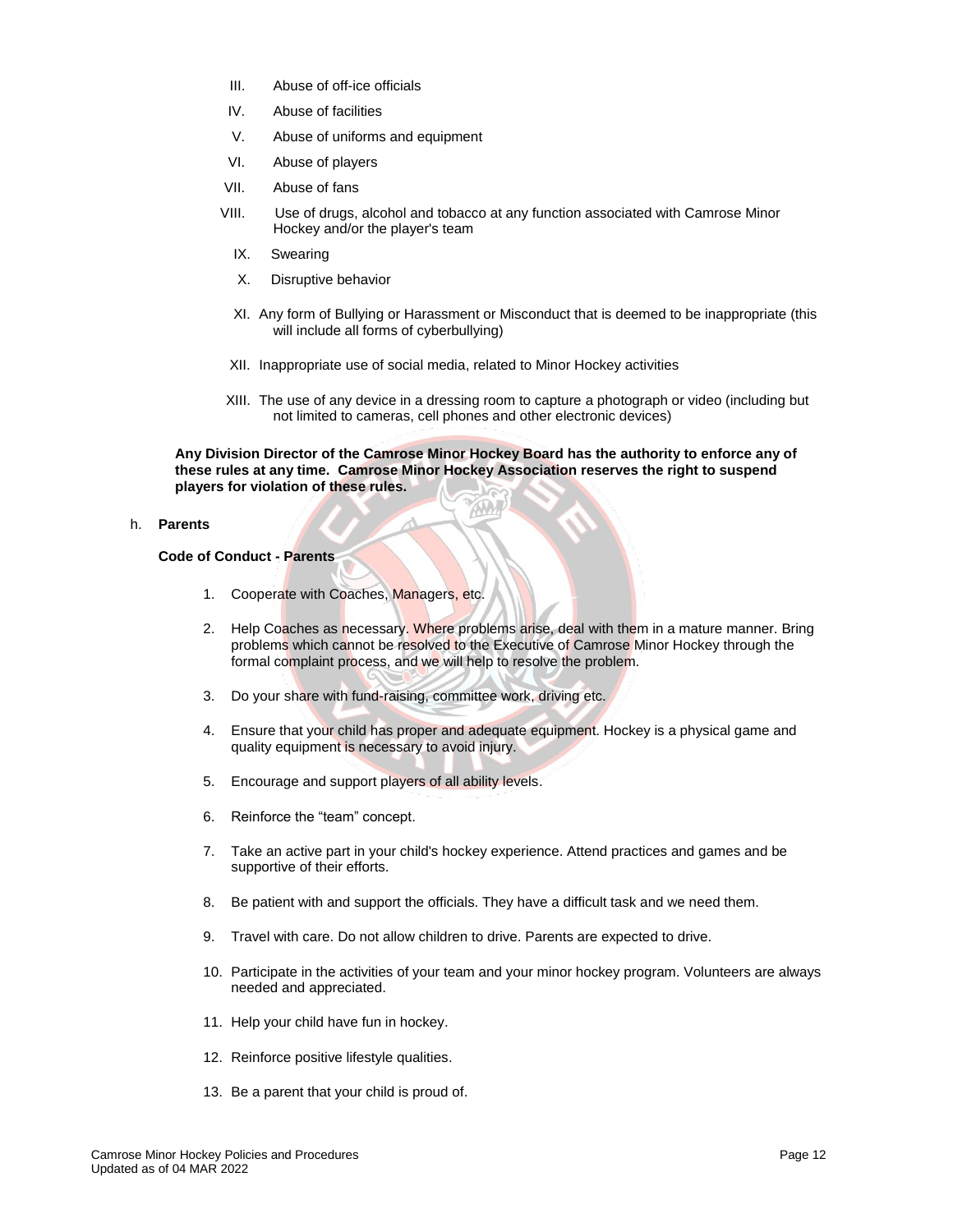III. Abuse of off-ice officials

IV. Abuse of facilities

V. Abuse of uniforms and equipment

VI. Abuse of players

VII. Abuse of fans

VIII. Use of drugs, alcohol and tobacco at any function associated with Camrose Minor Hockey and/or the player's team

IX. Swearing

X. Disruptive behavior

XI. Any form of Bullying or Harassment or Misconduct that is deemed to be inappropriate (this will include all forms of cyberbullying)

XII. Inappropriate use of social media, related to Minor Hockey activities

XIII. The use of any device in a dressing room to capture a photograph or video (including but not limited to cameras, cell phones and other electronic devices)

**Any Division Director of the Camrose Minor Hockey Board has the authority to enforce any of these rules at any time. Camrose Minor Hockey Association reserves the right to suspend players for violation of these rules.**

h. **Parents**

**Code of Conduct - Parents**

1. Cooperate with Coaches, Managers, etc.
2. Help Coaches as necessary. Where problems arise, deal with them in a mature manner. Bring problems which cannot be resolved to the Executive of Camrose Minor Hockey through the formal complaint process, and we will help to resolve the problem.
3. Do your share with fund-raising, committee work, driving etc.
4. Ensure that your child has proper and adequate equipment. Hockey is a physical game and quality equipment is necessary to avoid injury.
5. Encourage and support players of all ability levels.
6. Reinforce the "team" concept.
7. Take an active part in your child's hockey experience. Attend practices and games and be supportive of their efforts.
8. Be patient with and support the officials. They have a difficult task and we need them.
9. Travel with care. Do not allow children to drive. Parents are expected to drive.
10. Participate in the activities of your team and your minor hockey program. Volunteers are always needed and appreciated.
11. Help your child have fun in hockey.
12. Reinforce positive lifestyle qualities.
13. Be a parent that your child is proud of.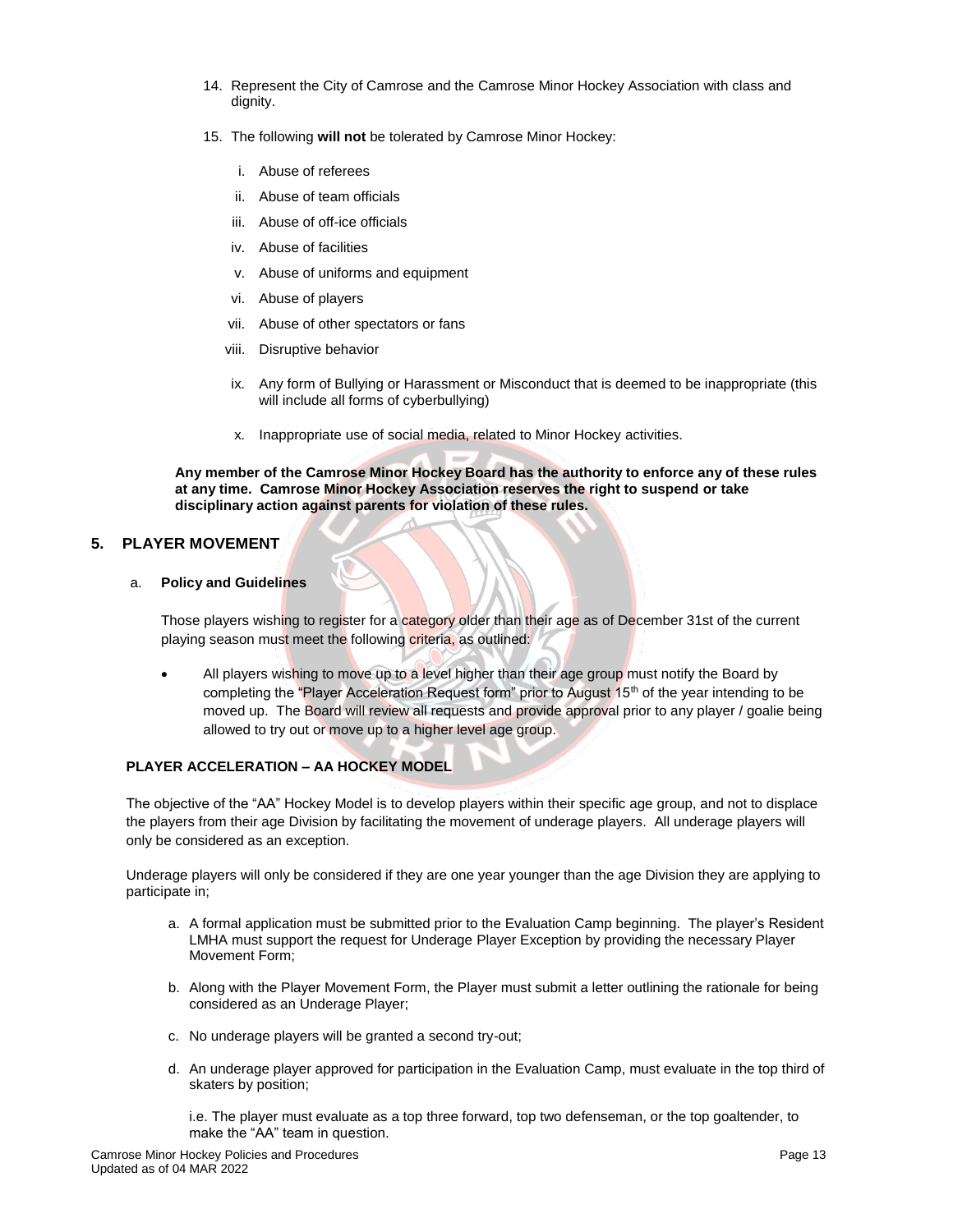14. Represent the City of Camrose and the Camrose Minor Hockey Association with class and dignity.

15. The following **will not** be tolerated by Camrose Minor Hockey:

    i. Abuse of referees
    ii. Abuse of team officials
    iii. Abuse of off-ice officials
    iv. Abuse of facilities
    v. Abuse of uniforms and equipment
    vi. Abuse of players
    vii. Abuse of other spectators or fans
    viii. Disruptive behavior
    ix. Any form of Bullying or Harassment or Misconduct that is deemed to be inappropriate (this will include all forms of cyberbullying)
    x. Inappropriate use of social media, related to Minor Hockey activities.

**Any member of the Camrose Minor Hockey Board has the authority to enforce any of these rules at any time. Camrose Minor Hockey Association reserves the right to suspend or take disciplinary action against parents for violation of these rules.**

## 5. PLAYER MOVEMENT

### a. Policy and Guidelines

Those players wishing to register for a category older than their age as of December 31st of the current playing season must meet the following criteria, as outlined:

- All players wishing to move up to a level higher than their age group must notify the Board by completing the "Player Acceleration Request form" prior to August 15th of the year intending to be moved up. The Board will review all requests and provide approval prior to any player / goalie being allowed to try out or move up to a higher level age group.

**PLAYER ACCELERATION – AA HOCKEY MODEL**

The objective of the "AA" Hockey Model is to develop players within their specific age group, and not to displace the players from their age Division by facilitating the movement of underage players. All underage players will only be considered as an exception.

Underage players will only be considered if they are one year younger than the age Division they are applying to participate in;

a. A formal application must be submitted prior to the Evaluation Camp beginning. The player's Resident LMHA must support the request for Underage Player Exception by providing the necessary Player Movement Form;

b. Along with the Player Movement Form, the Player must submit a letter outlining the rationale for being considered as an Underage Player;

c. No underage players will be granted a second try-out;

d. An underage player approved for participation in the Evaluation Camp, must evaluate in the top third of skaters by position;

   i.e. The player must evaluate as a top three forward, top two defenseman, or the top goaltender, to make the "AA" team in question.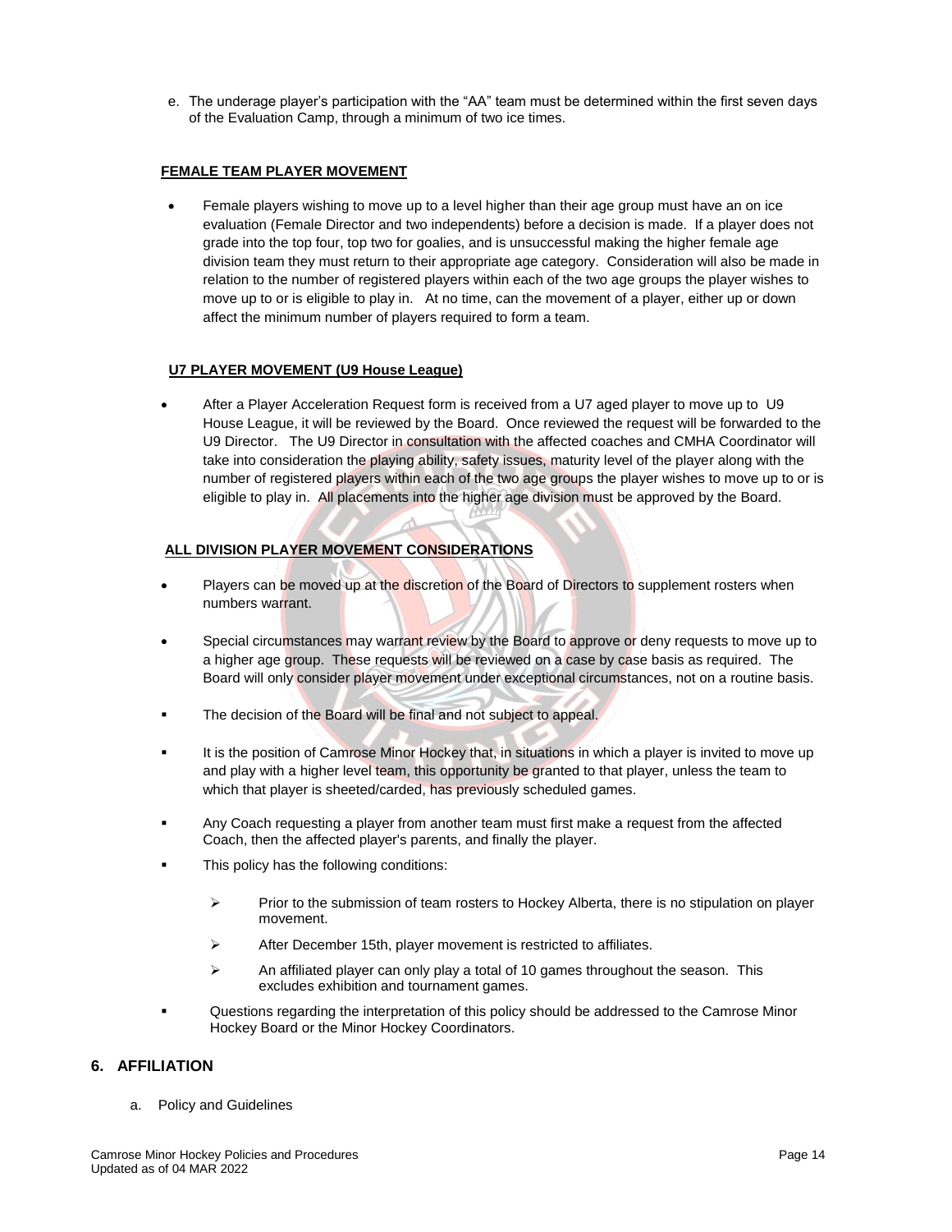e. The underage player's participation with the "AA" team must be determined within the first seven days of the Evaluation Camp, through a minimum of two ice times.

**FEMALE TEAM PLAYER MOVEMENT**

- Female players wishing to move up to a level higher than their age group must have an on ice evaluation (Female Director and two independents) before a decision is made. If a player does not grade into the top four, top two for goalies, and is unsuccessful making the higher female age division team they must return to their appropriate age category. Consideration will also be made in relation to the number of registered players within each of the two age groups the player wishes to move up to or is eligible to play in. At no time, can the movement of a player, either up or down affect the minimum number of players required to form a team.

**U7 PLAYER MOVEMENT (U9 House League)**

- After a Player Acceleration Request form is received from a U7 aged player to move up to U9 House League, it will be reviewed by the Board. Once reviewed the request will be forwarded to the U9 Director. The U9 Director in consultation with the affected coaches and CMHA Coordinator will take into consideration the playing ability, safety issues, maturity level of the player along with the number of registered players within each of the two age groups the player wishes to move up to or is eligible to play in. All placements into the higher age division must be approved by the Board.

**ALL DIVISION PLAYER MOVEMENT CONSIDERATIONS**

- Players can be moved up at the discretion of the Board of Directors to supplement rosters when numbers warrant.
- Special circumstances may warrant review by the Board to approve or deny requests to move up to a higher age group. These requests will be reviewed on a case by case basis as required. The Board will only consider player movement under exceptional circumstances, not on a routine basis.
- The decision of the Board will be final and not subject to appeal.
- It is the position of Camrose Minor Hockey that, in situations in which a player is invited to move up and play with a higher level team, this opportunity be granted to that player, unless the team to which that player is sheeted/carded, has previously scheduled games.
- Any Coach requesting a player from another team must first make a request from the affected Coach, then the affected player's parents, and finally the player.
- This policy has the following conditions:
    - Prior to the submission of team rosters to Hockey Alberta, there is no stipulation on player movement.
    - After December 15th, player movement is restricted to affiliates.
    - An affiliated player can only play a total of 10 games throughout the season. This excludes exhibition and tournament games.
- Questions regarding the interpretation of this policy should be addressed to the Camrose Minor Hockey Board or the Minor Hockey Coordinators.

## 6. AFFILIATION

a. Policy and Guidelines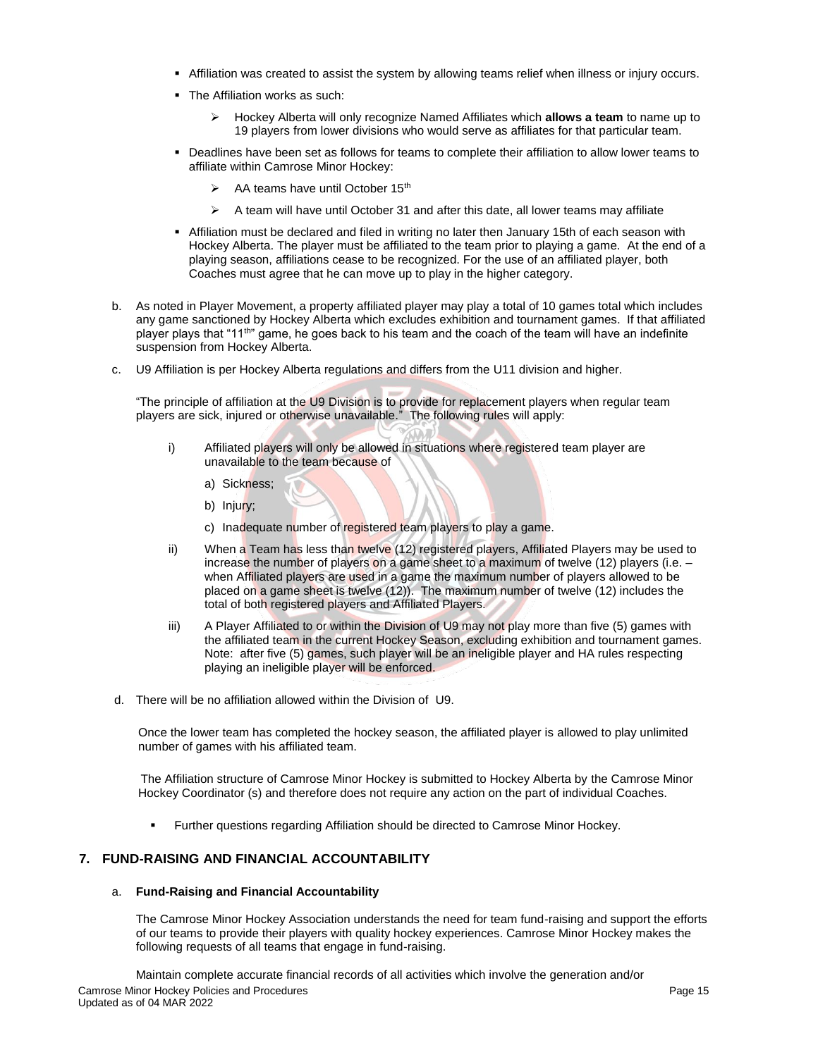- Affiliation was created to assist the system by allowing teams relief when illness or injury occurs.
- The Affiliation works as such:
  - Hockey Alberta will only recognize Named Affiliates which **allows a team** to name up to 19 players from lower divisions who would serve as affiliates for that particular team.
- Deadlines have been set as follows for teams to complete their affiliation to allow lower teams to affiliate within Camrose Minor Hockey:
  - AA teams have until October 15th
  - A team will have until October 31 and after this date, all lower teams may affiliate
- Affiliation must be declared and filed in writing no later then January 15th of each season with Hockey Alberta. The player must be affiliated to the team prior to playing a game. At the end of a playing season, affiliations cease to be recognized. For the use of an affiliated player, both Coaches must agree that he can move up to play in the higher category.

b. As noted in Player Movement, a property affiliated player may play a total of 10 games total which includes any game sanctioned by Hockey Alberta which excludes exhibition and tournament games. If that affiliated player plays that "11th" game, he goes back to his team and the coach of the team will have an indefinite suspension from Hockey Alberta.

c. U9 Affiliation is per Hockey Alberta regulations and differs from the U11 division and higher.

"The principle of affiliation at the U9 Division is to provide for replacement players when regular team players are sick, injured or otherwise unavailable." The following rules will apply:

i) Affiliated players will only be allowed in situations where registered team player are unavailable to the team because of

a) Sickness;

b) Injury;

c) Inadequate number of registered team players to play a game.

ii) When a Team has less than twelve (12) registered players, Affiliated Players may be used to increase the number of players on a game sheet to a maximum of twelve (12) players (i.e. – when Affiliated players are used in a game the maximum number of players allowed to be placed on a game sheet is twelve (12)). The maximum number of twelve (12) includes the total of both registered players and Affiliated Players.

iii) A Player Affiliated to or within the Division of U9 may not play more than five (5) games with the affiliated team in the current Hockey Season, excluding exhibition and tournament games. Note: after five (5) games, such player will be an ineligible player and HA rules respecting playing an ineligible player will be enforced.

d. There will be no affiliation allowed within the Division of U9.

Once the lower team has completed the hockey season, the affiliated player is allowed to play unlimited number of games with his affiliated team.

The Affiliation structure of Camrose Minor Hockey is submitted to Hockey Alberta by the Camrose Minor Hockey Coordinator (s) and therefore does not require any action on the part of individual Coaches.

- Further questions regarding Affiliation should be directed to Camrose Minor Hockey.

## 7. FUND-RAISING AND FINANCIAL ACCOUNTABILITY

### a. Fund-Raising and Financial Accountability

The Camrose Minor Hockey Association understands the need for team fund-raising and support the efforts of our teams to provide their players with quality hockey experiences. Camrose Minor Hockey makes the following requests of all teams that engage in fund-raising.

Maintain complete accurate financial records of all activities which involve the generation and/or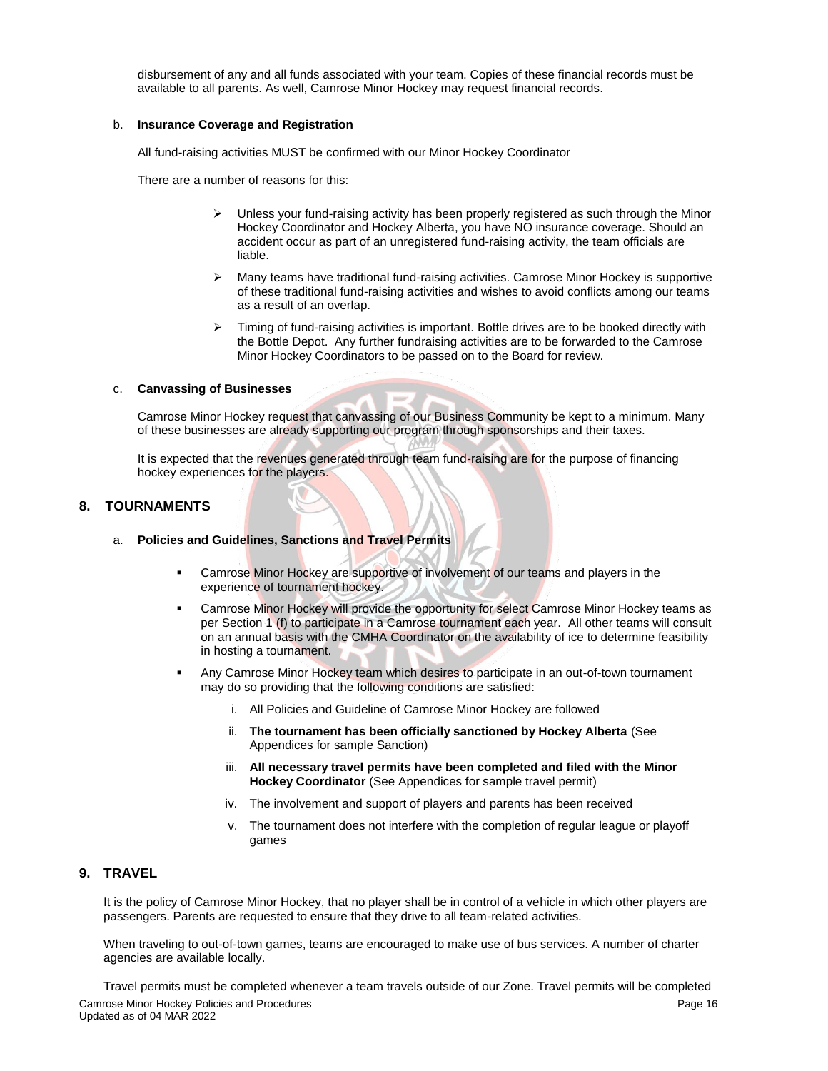disbursement of any and all funds associated with your team. Copies of these financial records must be available to all parents. As well, Camrose Minor Hockey may request financial records.

b. **Insurance Coverage and Registration**

All fund-raising activities MUST be confirmed with our Minor Hockey Coordinator

There are a number of reasons for this:

- Unless your fund-raising activity has been properly registered as such through the Minor Hockey Coordinator and Hockey Alberta, you have NO insurance coverage. Should an accident occur as part of an unregistered fund-raising activity, the team officials are liable.
- Many teams have traditional fund-raising activities. Camrose Minor Hockey is supportive of these traditional fund-raising activities and wishes to avoid conflicts among our teams as a result of an overlap.
- Timing of fund-raising activities is important. Bottle drives are to be booked directly with the Bottle Depot. Any further fundraising activities are to be forwarded to the Camrose Minor Hockey Coordinators to be passed on to the Board for review.

c. **Canvassing of Businesses**

Camrose Minor Hockey request that canvassing of our Business Community be kept to a minimum. Many of these businesses are already supporting our program through sponsorships and their taxes.

It is expected that the revenues generated through team fund-raising are for the purpose of financing hockey experiences for the players.

## 8. TOURNAMENTS

a. **Policies and Guidelines, Sanctions and Travel Permits**

- Camrose Minor Hockey are supportive of involvement of our teams and players in the experience of tournament hockey.
- Camrose Minor Hockey will provide the opportunity for select Camrose Minor Hockey teams as per Section 1 (f) to participate in a Camrose tournament each year. All other teams will consult on an annual basis with the CMHA Coordinator on the availability of ice to determine feasibility in hosting a tournament.
- Any Camrose Minor Hockey team which desires to participate in an out-of-town tournament may do so providing that the following conditions are satisfied:
  i. All Policies and Guideline of Camrose Minor Hockey are followed
  ii. **The tournament has been officially sanctioned by Hockey Alberta** (See Appendices for sample Sanction)
  iii. **All necessary travel permits have been completed and filed with the Minor Hockey Coordinator** (See Appendices for sample travel permit)
  iv. The involvement and support of players and parents has been received
  v. The tournament does not interfere with the completion of regular league or playoff games

## 9. TRAVEL

It is the policy of Camrose Minor Hockey, that no player shall be in control of a vehicle in which other players are passengers. Parents are requested to ensure that they drive to all team-related activities.

When traveling to out-of-town games, teams are encouraged to make use of bus services. A number of charter agencies are available locally.

Travel permits must be completed whenever a team travels outside of our Zone. Travel permits will be completed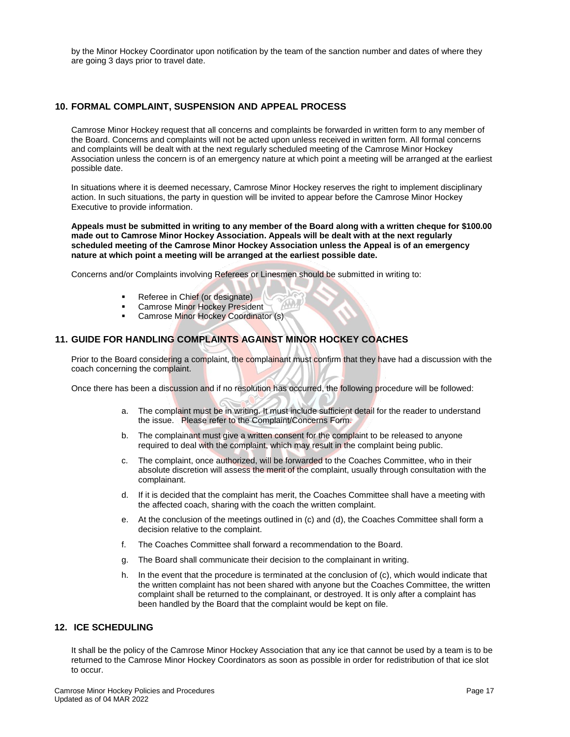by the Minor Hockey Coordinator upon notification by the team of the sanction number and dates of where they are going 3 days prior to travel date.

## 10. FORMAL COMPLAINT, SUSPENSION AND APPEAL PROCESS

Camrose Minor Hockey request that all concerns and complaints be forwarded in written form to any member of the Board. Concerns and complaints will not be acted upon unless received in written form. All formal concerns and complaints will be dealt with at the next regularly scheduled meeting of the Camrose Minor Hockey Association unless the concern is of an emergency nature at which point a meeting will be arranged at the earliest possible date.

In situations where it is deemed necessary, Camrose Minor Hockey reserves the right to implement disciplinary action. In such situations, the party in question will be invited to appear before the Camrose Minor Hockey Executive to provide information.

**Appeals must be submitted in writing to any member of the Board along with a written cheque for $100.00 made out to Camrose Minor Hockey Association. Appeals will be dealt with at the next regularly scheduled meeting of the Camrose Minor Hockey Association unless the Appeal is of an emergency nature at which point a meeting will be arranged at the earliest possible date.**

Concerns and/or Complaints involving Referees or Linesmen should be submitted in writing to:

- Referee in Chief (or designate)
- Camrose Minor Hockey President
- Camrose Minor Hockey Coordinator (s)

## 11. GUIDE FOR HANDLING COMPLAINTS AGAINST MINOR HOCKEY COACHES

Prior to the Board considering a complaint, the complainant must confirm that they have had a discussion with the coach concerning the complaint.

Once there has been a discussion and if no resolution has occurred, the following procedure will be followed:

a. The complaint must be in writing. It must include sufficient detail for the reader to understand the issue. Please refer to the Complaint/Concerns Form.

b. The complainant must give a written consent for the complaint to be released to anyone required to deal with the complaint, which may result in the complaint being public.

c. The complaint, once authorized, will be forwarded to the Coaches Committee, who in their absolute discretion will assess the merit of the complaint, usually through consultation with the complainant.

d. If it is decided that the complaint has merit, the Coaches Committee shall have a meeting with the affected coach, sharing with the coach the written complaint.

e. At the conclusion of the meetings outlined in (c) and (d), the Coaches Committee shall form a decision relative to the complaint.

f. The Coaches Committee shall forward a recommendation to the Board.

g. The Board shall communicate their decision to the complainant in writing.

h. In the event that the procedure is terminated at the conclusion of (c), which would indicate that the written complaint has not been shared with anyone but the Coaches Committee, the written complaint shall be returned to the complainant, or destroyed. It is only after a complaint has been handled by the Board that the complaint would be kept on file.

## 12. ICE SCHEDULING

It shall be the policy of the Camrose Minor Hockey Association that any ice that cannot be used by a team is to be returned to the Camrose Minor Hockey Coordinators as soon as possible in order for redistribution of that ice slot to occur.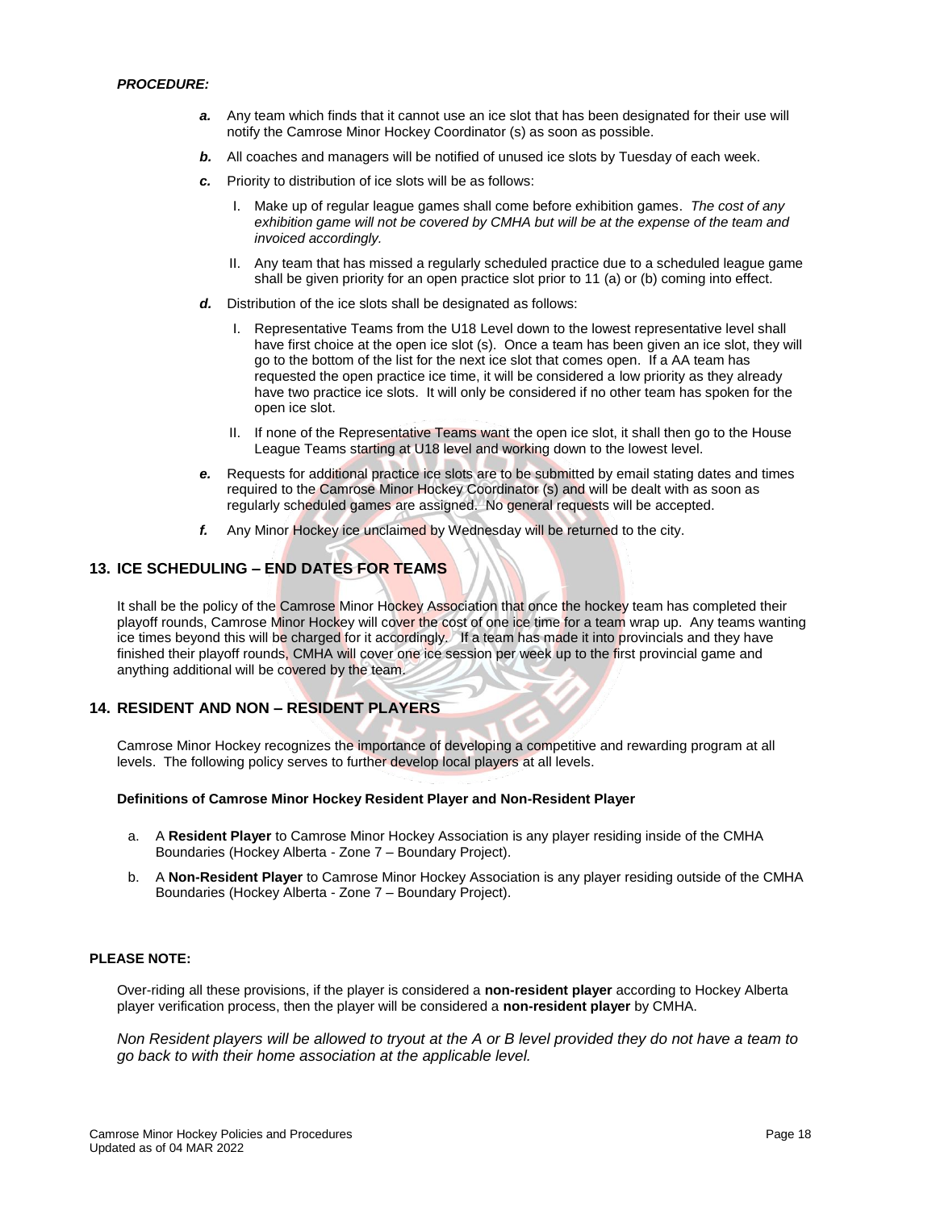***PROCEDURE:***

- ***a.*** Any team which finds that it cannot use an ice slot that has been designated for their use will notify the Camrose Minor Hockey Coordinator (s) as soon as possible.
- ***b.*** All coaches and managers will be notified of unused ice slots by Tuesday of each week.
- ***c.*** Priority to distribution of ice slots will be as follows:
  - I. Make up of regular league games shall come before exhibition games. *The cost of any exhibition game will not be covered by CMHA but will be at the expense of the team and invoiced accordingly.*
  - II. Any team that has missed a regularly scheduled practice due to a scheduled league game shall be given priority for an open practice slot prior to 11 (a) or (b) coming into effect.
- ***d.*** Distribution of the ice slots shall be designated as follows:
  - I. Representative Teams from the U18 Level down to the lowest representative level shall have first choice at the open ice slot (s). Once a team has been given an ice slot, they will go to the bottom of the list for the next ice slot that comes open. If a AA team has requested the open practice ice time, it will be considered a low priority as they already have two practice ice slots. It will only be considered if no other team has spoken for the open ice slot.
  - II. If none of the Representative Teams want the open ice slot, it shall then go to the House League Teams starting at U18 level and working down to the lowest level.
- ***e.*** Requests for additional practice ice slots are to be submitted by email stating dates and times required to the Camrose Minor Hockey Coordinator (s) and will be dealt with as soon as regularly scheduled games are assigned. No general requests will be accepted.
- ***f.*** Any Minor Hockey ice unclaimed by Wednesday will be returned to the city.

## 13. ICE SCHEDULING – END DATES FOR TEAMS

It shall be the policy of the Camrose Minor Hockey Association that once the hockey team has completed their playoff rounds, Camrose Minor Hockey will cover the cost of one ice time for a team wrap up. Any teams wanting ice times beyond this will be charged for it accordingly. If a team has made it into provincials and they have finished their playoff rounds, CMHA will cover one ice session per week up to the first provincial game and anything additional will be covered by the team.

## 14. RESIDENT AND NON – RESIDENT PLAYERS

Camrose Minor Hockey recognizes the importance of developing a competitive and rewarding program at all levels. The following policy serves to further develop local players at all levels.

**Definitions of Camrose Minor Hockey Resident Player and Non-Resident Player**

a. A **Resident Player** to Camrose Minor Hockey Association is any player residing inside of the CMHA Boundaries (Hockey Alberta - Zone 7 – Boundary Project).

b. A **Non-Resident Player** to Camrose Minor Hockey Association is any player residing outside of the CMHA Boundaries (Hockey Alberta - Zone 7 – Boundary Project).

**PLEASE NOTE:**

Over-riding all these provisions, if the player is considered a **non-resident player** according to Hockey Alberta player verification process, then the player will be considered a **non-resident player** by CMHA.

*Non Resident players will be allowed to tryout at the A or B level provided they do not have a team to go back to with their home association at the applicable level.*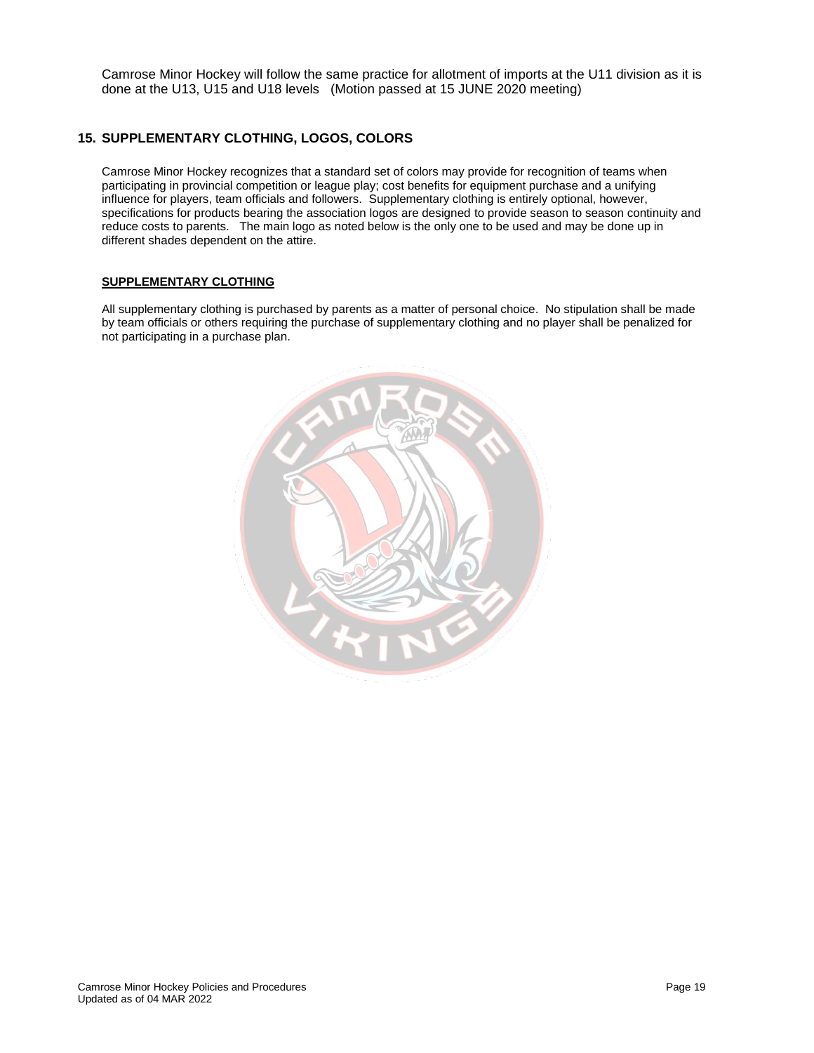Camrose Minor Hockey will follow the same practice for allotment of imports at the U11 division as it is done at the U13, U15 and U18 levels (Motion passed at 15 JUNE 2020 meeting)

## 15. SUPPLEMENTARY CLOTHING, LOGOS, COLORS

Camrose Minor Hockey recognizes that a standard set of colors may provide for recognition of teams when participating in provincial competition or league play; cost benefits for equipment purchase and a unifying influence for players, team officials and followers. Supplementary clothing is entirely optional, however, specifications for products bearing the association logos are designed to provide season to season continuity and reduce costs to parents. The main logo as noted below is the only one to be used and may be done up in different shades dependent on the attire.

**SUPPLEMENTARY CLOTHING**

All supplementary clothing is purchased by parents as a matter of personal choice. No stipulation shall be made by team officials or others requiring the purchase of supplementary clothing and no player shall be penalized for not participating in a purchase plan.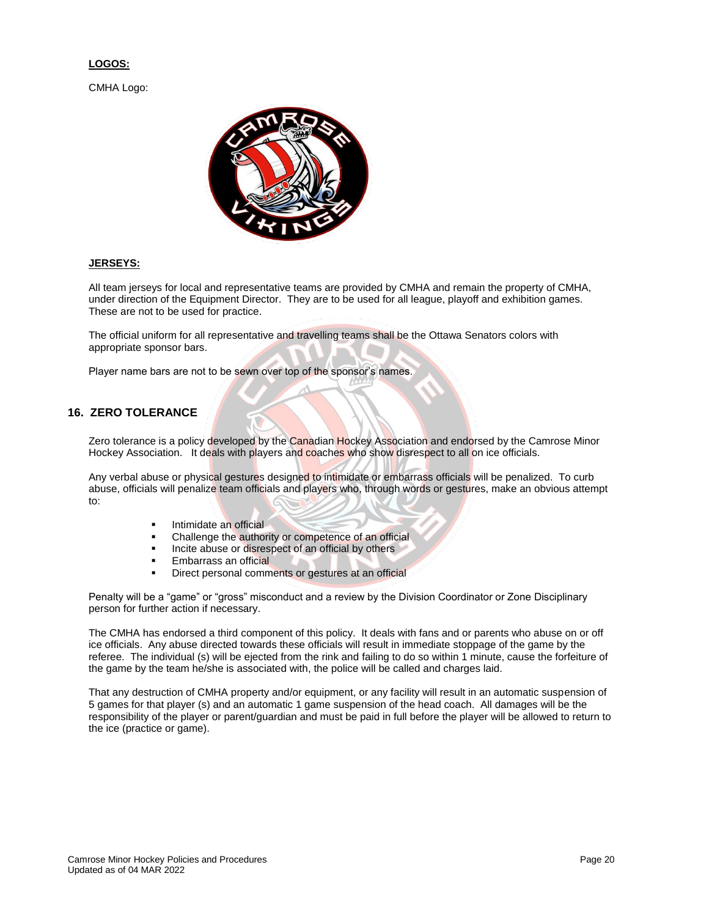**LOGOS:**

CMHA Logo:

**JERSEYS:**

All team jerseys for local and representative teams are provided by CMHA and remain the property of CMHA, under direction of the Equipment Director. They are to be used for all league, playoff and exhibition games. These are not to be used for practice.

The official uniform for all representative and travelling teams shall be the Ottawa Senators colors with appropriate sponsor bars.

Player name bars are not to be sewn over top of the sponsor's names.

## 16. ZERO TOLERANCE

Zero tolerance is a policy developed by the Canadian Hockey Association and endorsed by the Camrose Minor Hockey Association. It deals with players and coaches who show disrespect to all on ice officials.

Any verbal abuse or physical gestures designed to intimidate or embarrass officials will be penalized. To curb abuse, officials will penalize team officials and players who, through words or gestures, make an obvious attempt to:

- Intimidate an official
- Challenge the authority or competence of an official
- Incite abuse or disrespect of an official by others
- Embarrass an official
- Direct personal comments or gestures at an official

Penalty will be a "game" or "gross" misconduct and a review by the Division Coordinator or Zone Disciplinary person for further action if necessary.

The CMHA has endorsed a third component of this policy. It deals with fans and or parents who abuse on or off ice officials. Any abuse directed towards these officials will result in immediate stoppage of the game by the referee. The individual (s) will be ejected from the rink and failing to do so within 1 minute, cause the forfeiture of the game by the team he/she is associated with, the police will be called and charges laid.

That any destruction of CMHA property and/or equipment, or any facility will result in an automatic suspension of 5 games for that player (s) and an automatic 1 game suspension of the head coach. All damages will be the responsibility of the player or parent/guardian and must be paid in full before the player will be allowed to return to the ice (practice or game).